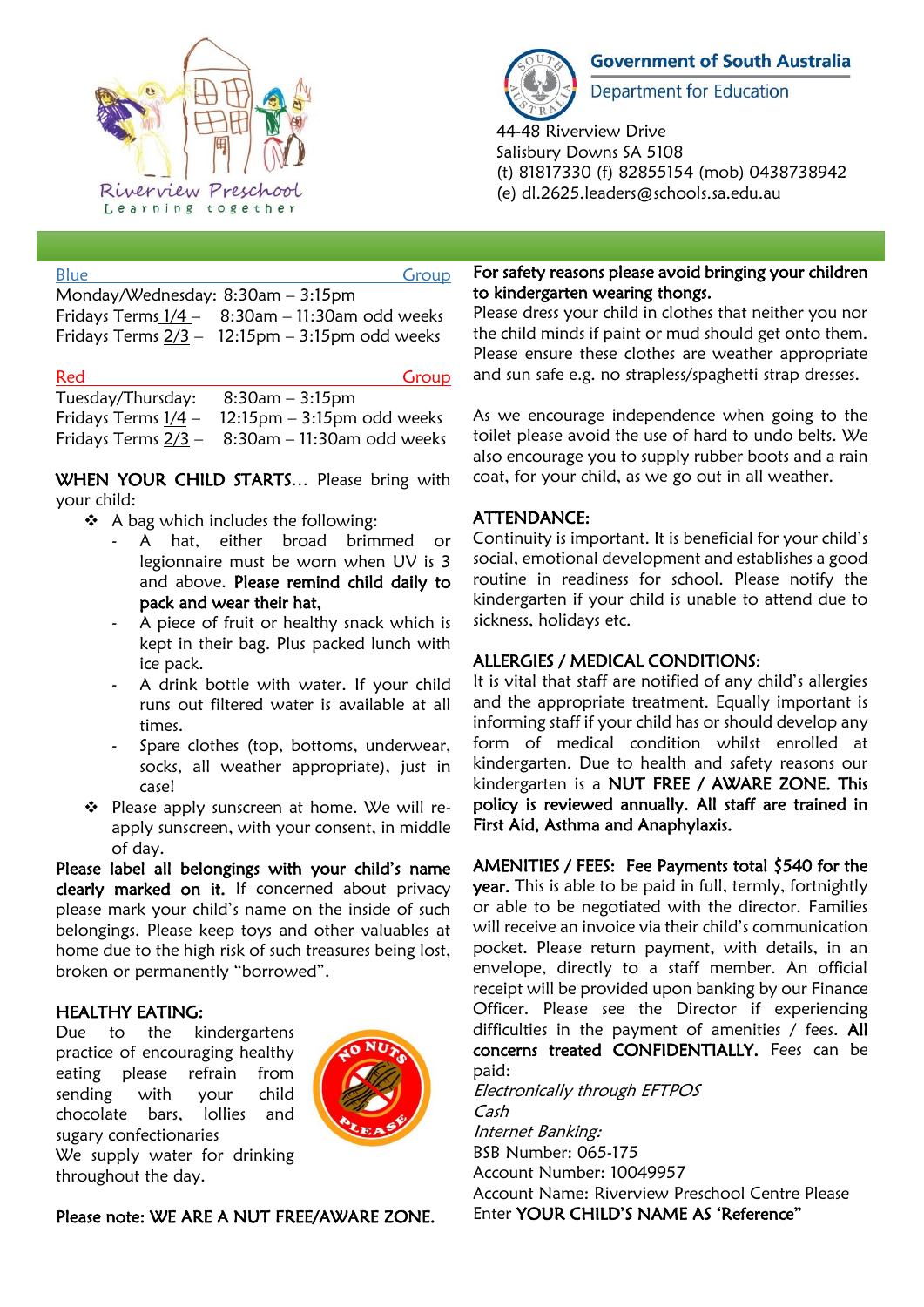Riverview Preschool
Learning together

**Government of South Australia**
Department for Education

44-48 Riverview Drive
Salisbury Downs SA 5108
(t) 81817330 (f) 82855154 (mob) 0438738942
(e) dl.2625.leaders@schools.sa.edu.au

Blue Group

Monday/Wednesday: 8:30am – 3:15pm
Fridays Terms 1/4 – 8:30am – 11:30am odd weeks
Fridays Terms 2/3 – 12:15pm – 3:15pm odd weeks

Red Group

Tuesday/Thursday: 8:30am – 3:15pm
Fridays Terms 1/4 – 12:15pm – 3:15pm odd weeks
Fridays Terms 2/3 – 8:30am – 11:30am odd weeks

**WHEN YOUR CHILD STARTS**… Please bring with your child:

- A bag which includes the following:
  - A hat, either broad brimmed or legionnaire must be worn when UV is 3 and above. **Please remind child daily to pack and wear their hat,**
  - A piece of fruit or healthy snack which is kept in their bag. Plus packed lunch with ice pack.
  - A drink bottle with water. If your child runs out filtered water is available at all times.
  - Spare clothes (top, bottoms, underwear, socks, all weather appropriate), just in case!
- Please apply sunscreen at home. We will re-apply sunscreen, with your consent, in middle of day.

**Please label all belongings with your child's name clearly marked on it.** If concerned about privacy please mark your child's name on the inside of such belongings. Please keep toys and other valuables at home due to the high risk of such treasures being lost, broken or permanently "borrowed".

**HEALTHY EATING:**

Due to the kindergartens practice of encouraging healthy eating please refrain from sending with your child chocolate bars, lollies and sugary confectionaries
We supply water for drinking throughout the day.

**Please note: WE ARE A NUT FREE/AWARE ZONE.**

**For safety reasons please avoid bringing your children to kindergarten wearing thongs.**
Please dress your child in clothes that neither you nor the child minds if paint or mud should get onto them. Please ensure these clothes are weather appropriate and sun safe e.g. no strapless/spaghetti strap dresses.

As we encourage independence when going to the toilet please avoid the use of hard to undo belts. We also encourage you to supply rubber boots and a rain coat, for your child, as we go out in all weather.

**ATTENDANCE:**

Continuity is important. It is beneficial for your child's social, emotional development and establishes a good routine in readiness for school. Please notify the kindergarten if your child is unable to attend due to sickness, holidays etc.

**ALLERGIES / MEDICAL CONDITIONS:**

It is vital that staff are notified of any child's allergies and the appropriate treatment. Equally important is informing staff if your child has or should develop any form of medical condition whilst enrolled at kindergarten. Due to health and safety reasons our kindergarten is a **NUT FREE / AWARE ZONE. This policy is reviewed annually. All staff are trained in First Aid, Asthma and Anaphylaxis.**

**AMENITIES / FEES: Fee Payments total $540 for the year.** This is to be paid in full, termly, fortnightly or able to be negotiated with the director. Families will receive an invoice via their child's communication pocket. Please return payment, with details, in an envelope, directly to a staff member. An official receipt will be provided upon banking by our Finance Officer. Please see the Director if experiencing difficulties in the payment of amenities / fees. **All concerns treated CONFIDENTIALLY.** Fees can be paid:

*Electronically through EFTPOS*
*Cash*
*Internet Banking:*
BSB Number: 065-175
Account Number: 10049957
Account Name: Riverview Preschool Centre Please Enter **YOUR CHILD'S NAME AS 'Reference"**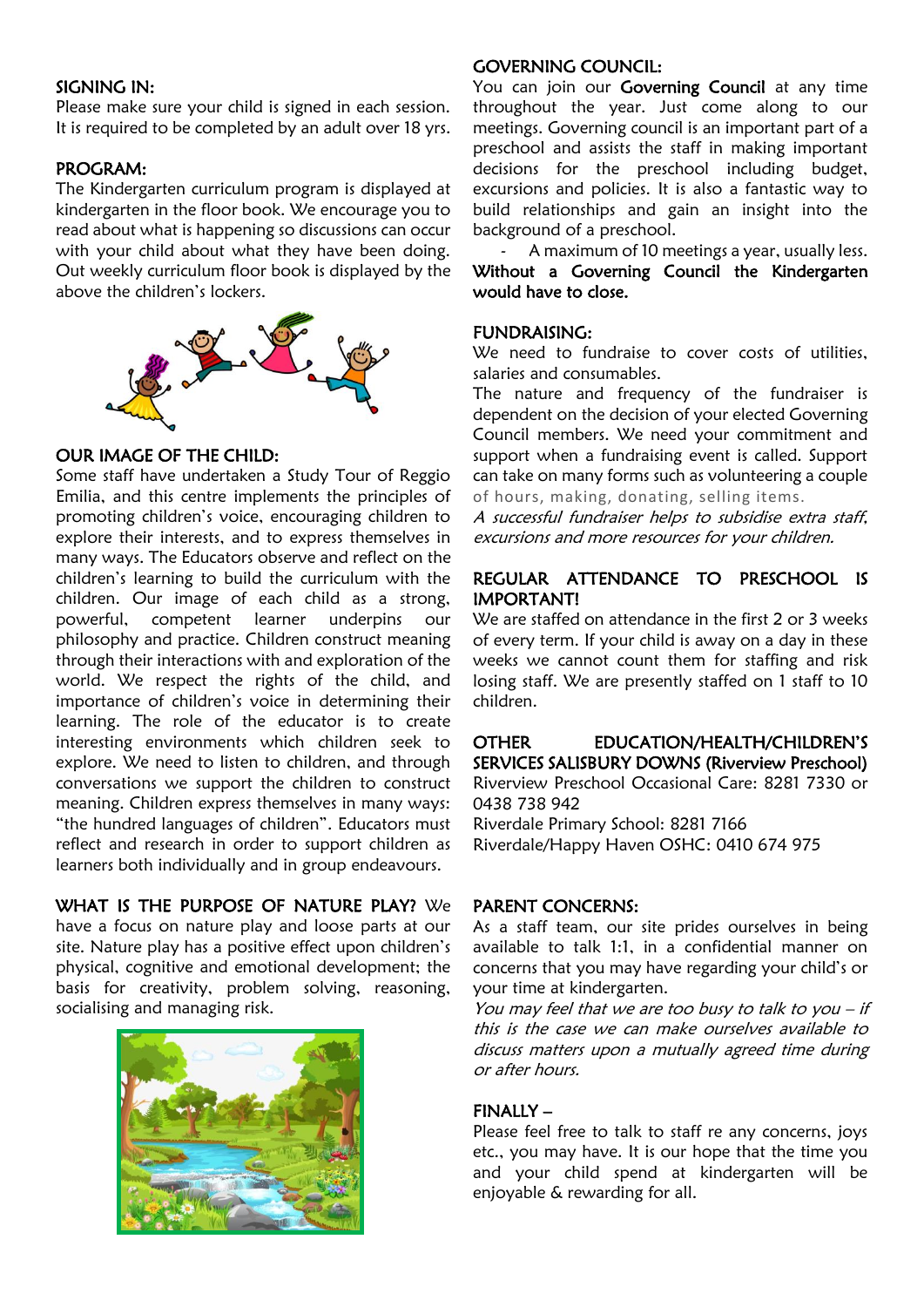## SIGNING IN:

Please make sure your child is signed in each session. It is required to be completed by an adult over 18 yrs.

## PROGRAM:

The Kindergarten curriculum program is displayed at kindergarten in the floor book. We encourage you to read about what is happening so discussions can occur with your child about what they have been doing. Out weekly curriculum floor book is displayed by the above the children's lockers.

## OUR IMAGE OF THE CHILD:

Some staff have undertaken a Study Tour of Reggio Emilia, and this centre implements the principles of promoting children's voice, encouraging children to explore their interests, and to express themselves in many ways. The Educators observe and reflect on the children's learning to build the curriculum with the children. Our image of each child as a strong, powerful, competent learner underpins our philosophy and practice. Children construct meaning through their interactions with and exploration of the world. We respect the rights of the child, and importance of children's voice in determining their learning. The role of the educator is to create interesting environments which children seek to explore. We need to listen to children, and through conversations we support the children to construct meaning. Children express themselves in many ways: "the hundred languages of children". Educators must reflect and research in order to support children as learners both individually and in group endeavours.

**WHAT IS THE PURPOSE OF NATURE PLAY?** We have a focus on nature play and loose parts at our site. Nature play has a positive effect upon children's physical, cognitive and emotional development; the basis for creativity, problem solving, reasoning, socialising and managing risk.

## GOVERNING COUNCIL:

You can join our **Governing Council** at any time throughout the year. Just come along to our meetings. Governing council is an important part of a preschool and assists the staff in making important decisions for the preschool including budget, excursions and policies. It is also a fantastic way to build relationships and gain an insight into the background of a preschool.

- A maximum of 10 meetings a year, usually less.

**Without a Governing Council the Kindergarten would have to close.**

## FUNDRAISING:

We need to fundraise to cover costs of utilities, salaries and consumables.

The nature and frequency of the fundraiser is dependent on the decision of your elected Governing Council members. We need your commitment and support when a fundraising event is called. Support can take on many forms such as volunteering a couple of hours, making, donating, selling items.

*A successful fundraiser helps to subsidise extra staff, excursions and more resources for your children.*

## REGULAR ATTENDANCE TO PRESCHOOL IS IMPORTANT!

We are staffed on attendance in the first 2 or 3 weeks of every term. If your child is away on a day in these weeks we cannot count them for staffing and risk losing staff. We are presently staffed on 1 staff to 10 children.

## OTHER EDUCATION/HEALTH/CHILDREN'S SERVICES SALISBURY DOWNS (Riverview Preschool)

Riverview Preschool Occasional Care: 8281 7330 or 0438 738 942

Riverdale Primary School: 8281 7166

Riverdale/Happy Haven OSHC: 0410 674 975

## PARENT CONCERNS:

As a staff team, our site prides ourselves in being available to talk 1:1, in a confidential manner on concerns that you may have regarding your child's or your time at kindergarten.

*You may feel that we are too busy to talk to you – if this is the case we can make ourselves available to discuss matters upon a mutually agreed time during or after hours.*

## FINALLY –

Please feel free to talk to staff re any concerns, joys etc., you may have. It is our hope that the time you and your child spend at kindergarten will be enjoyable & rewarding for all.